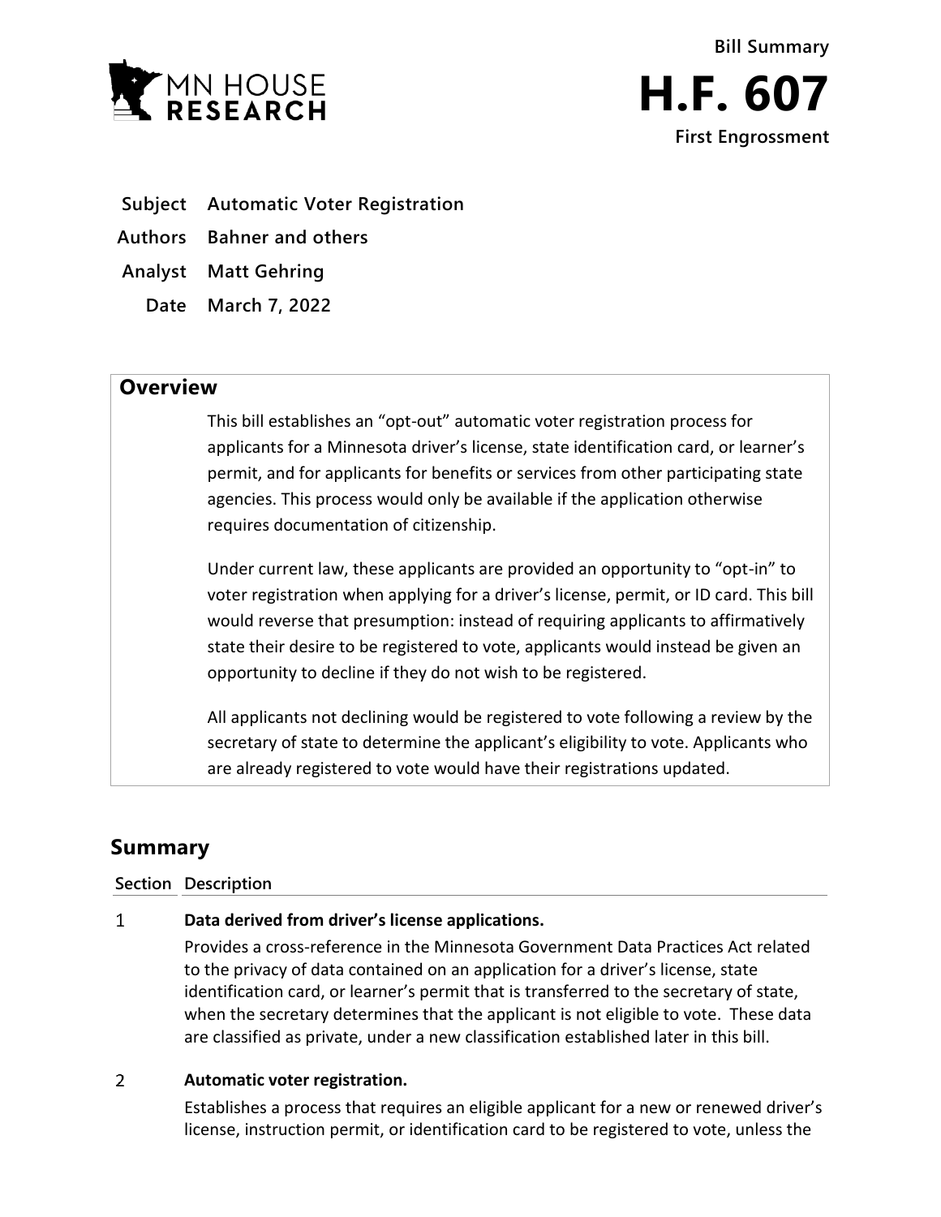Bill Summary

# H.F. 607

First Engrossment

**Subject** Automatic Voter Registration

**Authors** Bahner and others

**Analyst** Matt Gehring

**Date** March 7, 2022

## Overview

This bill establishes an "opt-out" automatic voter registration process for applicants for a Minnesota driver's license, state identification card, or learner's permit, and for applicants for benefits or services from other participating state agencies. This process would only be available if the application otherwise requires documentation of citizenship.

Under current law, these applicants are provided an opportunity to "opt-in" to voter registration when applying for a driver's license, permit, or ID card. This bill would reverse that presumption: instead of requiring applicants to affirmatively state their desire to be registered to vote, applicants would instead be given an opportunity to decline if they do not wish to be registered.

All applicants not declining would be registered to vote following a review by the secretary of state to determine the applicant's eligibility to vote. Applicants who are already registered to vote would have their registrations updated.

## Summary

| Section | Description |
|---|---|
| 1 | **Data derived from driver's license applications.** Provides a cross-reference in the Minnesota Government Data Practices Act related to the privacy of data contained on an application for a driver's license, state identification card, or learner's permit that is transferred to the secretary of state, when the secretary determines that the applicant is not eligible to vote. These data are classified as private, under a new classification established later in this bill. |
| 2 | **Automatic voter registration.** Establishes a process that requires an eligible applicant for a new or renewed driver's license, instruction permit, or identification card to be registered to vote, unless the |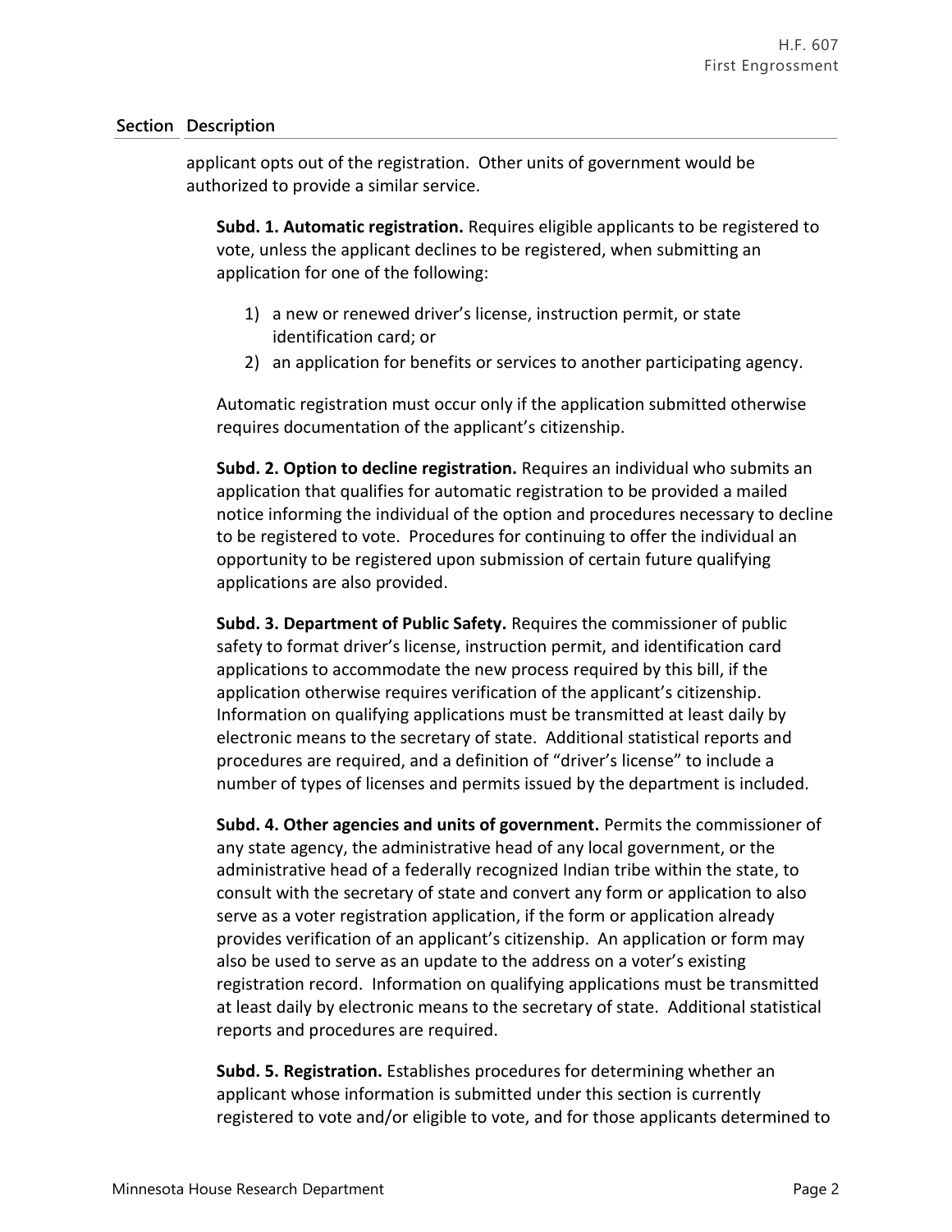| Section | Description |
|---|---|

applicant opts out of the registration. Other units of government would be authorized to provide a similar service.

**Subd. 1. Automatic registration.** Requires eligible applicants to be registered to vote, unless the applicant declines to be registered, when submitting an application for one of the following:

1) a new or renewed driver's license, instruction permit, or state identification card; or
2) an application for benefits or services to another participating agency.

Automatic registration must occur only if the application submitted otherwise requires documentation of the applicant's citizenship.

**Subd. 2. Option to decline registration.** Requires an individual who submits an application that qualifies for automatic registration to be provided a mailed notice informing the individual of the option and procedures necessary to decline to be registered to vote. Procedures for continuing to offer the individual an opportunity to be registered upon submission of certain future qualifying applications are also provided.

**Subd. 3. Department of Public Safety.** Requires the commissioner of public safety to format driver's license, instruction permit, and identification card applications to accommodate the new process required by this bill, if the application otherwise requires verification of the applicant's citizenship. Information on qualifying applications must be transmitted at least daily by electronic means to the secretary of state. Additional statistical reports and procedures are required, and a definition of "driver's license" to include a number of types of licenses and permits issued by the department is included.

**Subd. 4. Other agencies and units of government.** Permits the commissioner of any state agency, the administrative head of any local government, or the administrative head of a federally recognized Indian tribe within the state, to consult with the secretary of state and convert any form or application to also serve as a voter registration application, if the form or application already provides verification of an applicant's citizenship. An application or form may also be used to serve as an update to the address on a voter's existing registration record. Information on qualifying applications must be transmitted at least daily by electronic means to the secretary of state. Additional statistical reports and procedures are required.

**Subd. 5. Registration.** Establishes procedures for determining whether an applicant whose information is submitted under this section is currently registered to vote and/or eligible to vote, and for those applicants determined to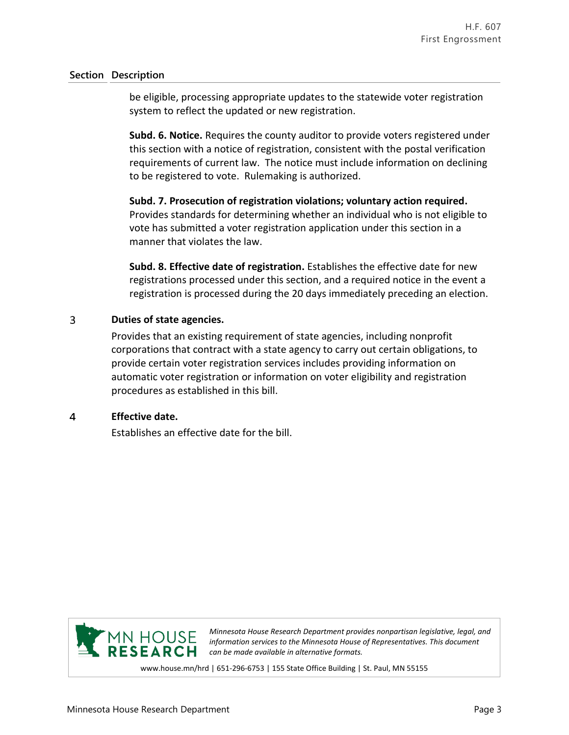| Section | Description |
|---|---|
| | be eligible, processing appropriate updates to the statewide voter registration system to reflect the updated or new registration. |
| | **Subd. 6. Notice.** Requires the county auditor to provide voters registered under this section with a notice of registration, consistent with the postal verification requirements of current law. The notice must include information on declining to be registered to vote. Rulemaking is authorized. |
| | **Subd. 7. Prosecution of registration violations; voluntary action required.** Provides standards for determining whether an individual who is not eligible to vote has submitted a voter registration application under this section in a manner that violates the law. |
| | **Subd. 8. Effective date of registration.** Establishes the effective date for new registrations processed under this section, and a required notice in the event a registration is processed during the 20 days immediately preceding an election. |
| 3 | **Duties of state agencies.** Provides that an existing requirement of state agencies, including nonprofit corporations that contract with a state agency to carry out certain obligations, to provide certain voter registration services includes providing information on automatic voter registration or information on voter eligibility and registration procedures as established in this bill. |
| 4 | **Effective date.** Establishes an effective date for the bill. |

MN HOUSE RESEARCH

*Minnesota House Research Department provides nonpartisan legislative, legal, and information services to the Minnesota House of Representatives. This document can be made available in alternative formats.*

www.house.mn/hrd | 651-296-6753 | 155 State Office Building | St. Paul, MN 55155